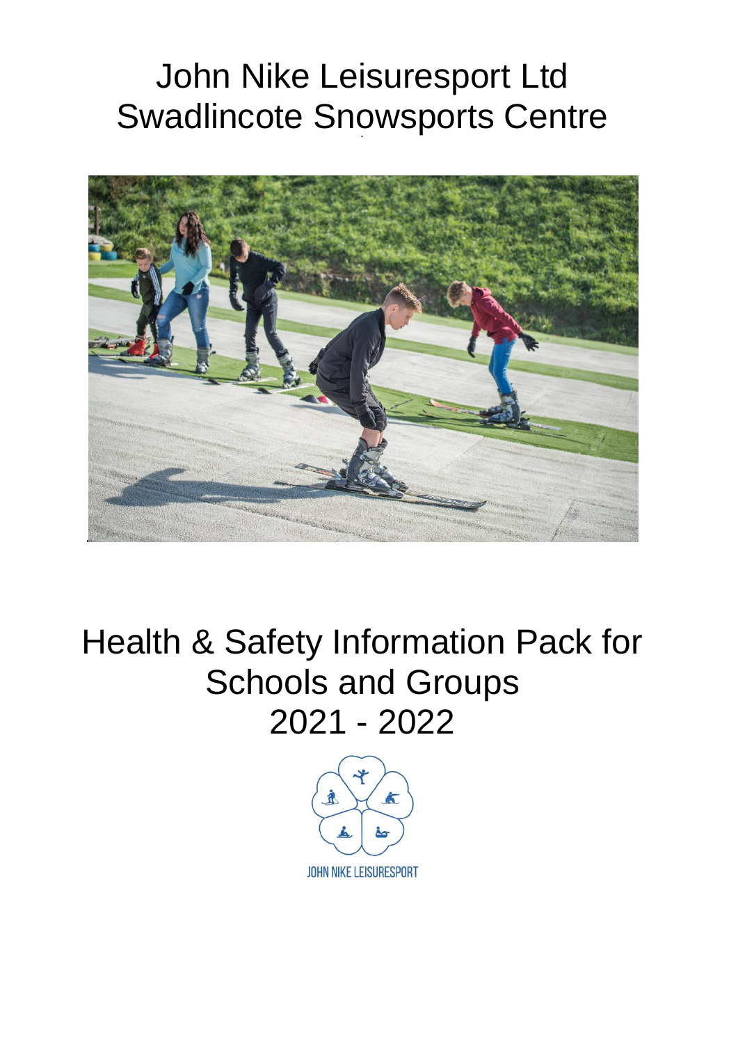# John Nike Leisuresport Ltd
# Swadlincote Snowsports Centre

# Health & Safety Information Pack for Schools and Groups
# 2021 - 2022

JOHN NIKE LEISURESPORT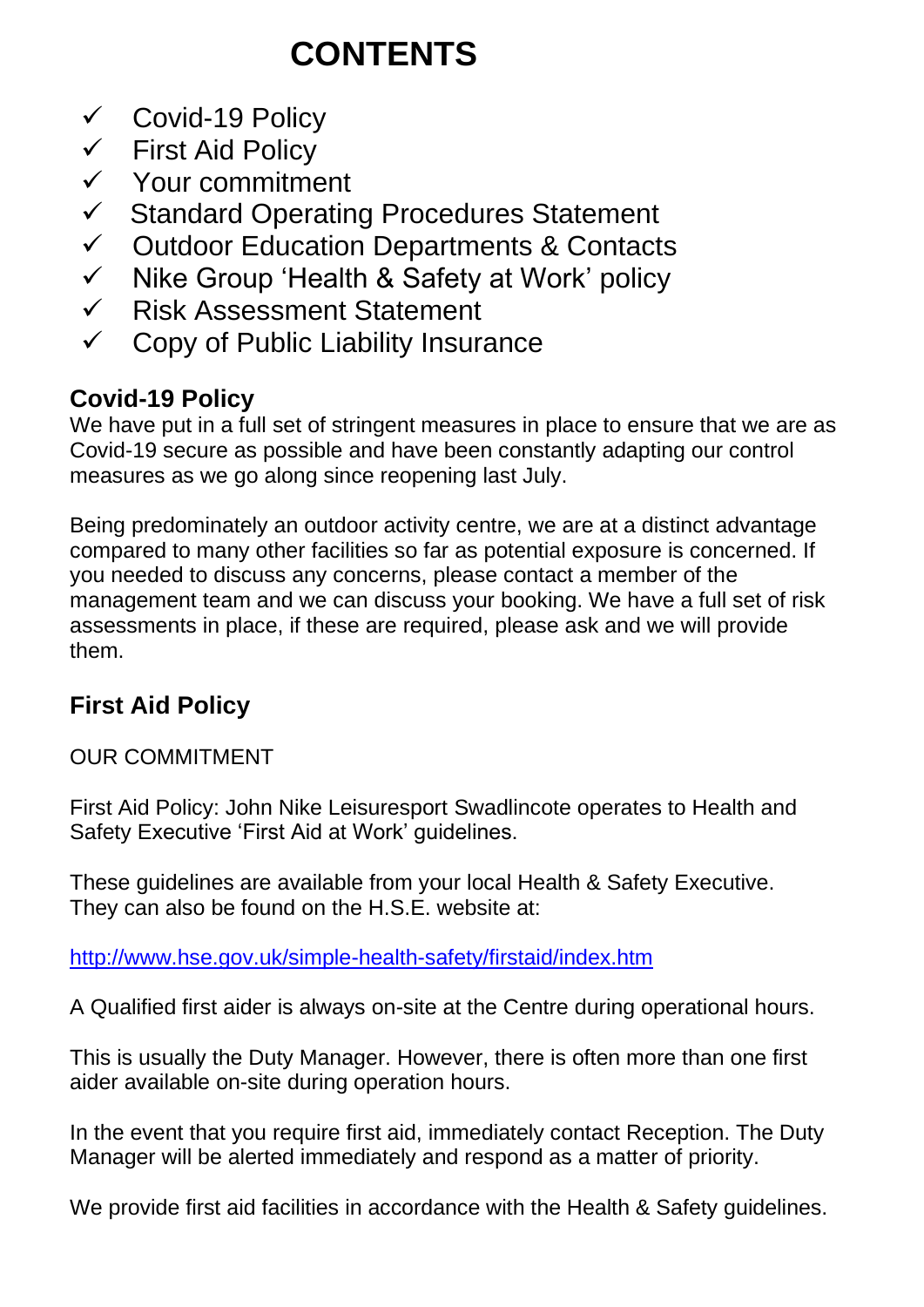# CONTENTS

- ✓ Covid-19 Policy
- ✓ First Aid Policy
- ✓ Your commitment
- ✓ Standard Operating Procedures Statement
- ✓ Outdoor Education Departments & Contacts
- ✓ Nike Group 'Health & Safety at Work' policy
- ✓ Risk Assessment Statement
- ✓ Copy of Public Liability Insurance

## Covid-19 Policy

We have put in a full set of stringent measures in place to ensure that we are as Covid-19 secure as possible and have been constantly adapting our control measures as we go along since reopening last July.

Being predominately an outdoor activity centre, we are at a distinct advantage compared to many other facilities so far as potential exposure is concerned. If you needed to discuss any concerns, please contact a member of the management team and we can discuss your booking. We have a full set of risk assessments in place, if these are required, please ask and we will provide them.

## First Aid Policy

OUR COMMITMENT

First Aid Policy: John Nike Leisuresport Swadlincote operates to Health and Safety Executive 'First Aid at Work' guidelines.

These guidelines are available from your local Health & Safety Executive. They can also be found on the H.S.E. website at:

http://www.hse.gov.uk/simple-health-safety/firstaid/index.htm

A Qualified first aider is always on-site at the Centre during operational hours.

This is usually the Duty Manager. However, there is often more than one first aider available on-site during operation hours.

In the event that you require first aid, immediately contact Reception. The Duty Manager will be alerted immediately and respond as a matter of priority.

We provide first aid facilities in accordance with the Health & Safety guidelines.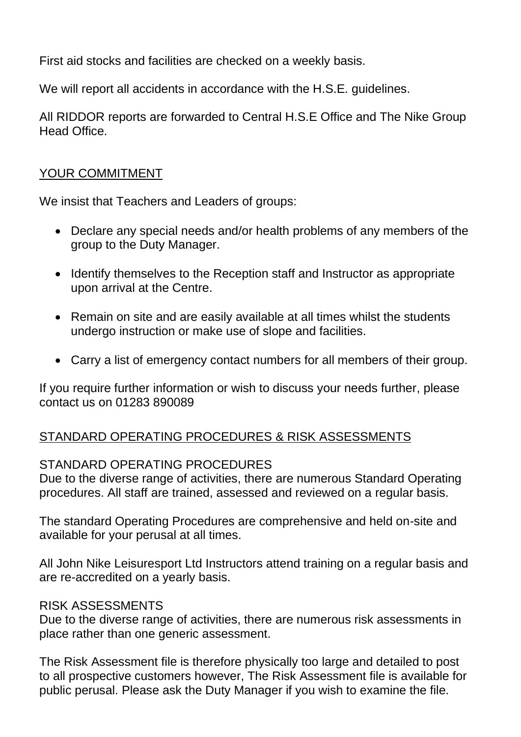First aid stocks and facilities are checked on a weekly basis.

We will report all accidents in accordance with the H.S.E. guidelines.

All RIDDOR reports are forwarded to Central H.S.E Office and The Nike Group Head Office.

## YOUR COMMITMENT

We insist that Teachers and Leaders of groups:

- Declare any special needs and/or health problems of any members of the group to the Duty Manager.
- Identify themselves to the Reception staff and Instructor as appropriate upon arrival at the Centre.
- Remain on site and are easily available at all times whilst the students undergo instruction or make use of slope and facilities.
- Carry a list of emergency contact numbers for all members of their group.

If you require further information or wish to discuss your needs further, please contact us on 01283 890089

## STANDARD OPERATING PROCEDURES & RISK ASSESSMENTS

### STANDARD OPERATING PROCEDURES

Due to the diverse range of activities, there are numerous Standard Operating procedures. All staff are trained, assessed and reviewed on a regular basis.

The standard Operating Procedures are comprehensive and held on-site and available for your perusal at all times.

All John Nike Leisuresport Ltd Instructors attend training on a regular basis and are re-accredited on a yearly basis.

### RISK ASSESSMENTS

Due to the diverse range of activities, there are numerous risk assessments in place rather than one generic assessment.

The Risk Assessment file is therefore physically too large and detailed to post to all prospective customers however, The Risk Assessment file is available for public perusal. Please ask the Duty Manager if you wish to examine the file.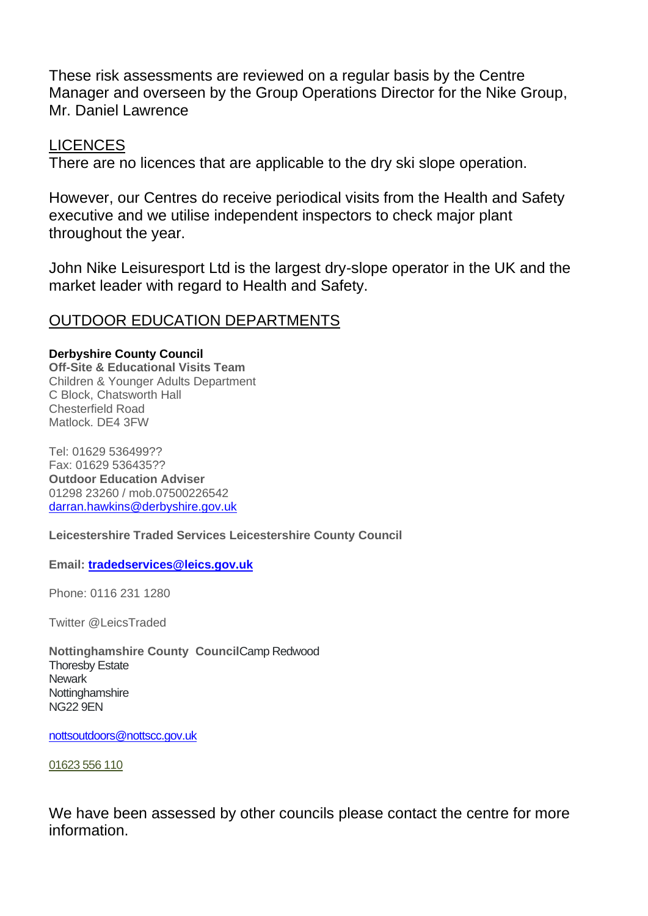These risk assessments are reviewed on a regular basis by the Centre Manager and overseen by the Group Operations Director for the Nike Group, Mr. Daniel Lawrence

## LICENCES

There are no licences that are applicable to the dry ski slope operation.

However, our Centres do receive periodical visits from the Health and Safety executive and we utilise independent inspectors to check major plant throughout the year.

John Nike Leisuresport Ltd is the largest dry-slope operator in the UK and the market leader with regard to Health and Safety.

## OUTDOOR EDUCATION DEPARTMENTS

**Derbyshire County Council**
**Off-Site & Educational Visits Team**
Children & Younger Adults Department
C Block, Chatsworth Hall
Chesterfield Road
Matlock. DE4 3FW

Tel: 01629 536499??
Fax: 01629 536435??
**Outdoor Education Adviser**
01298 23260 / mob.07500226542
darran.hawkins@derbyshire.gov.uk

**Leicestershire Traded Services Leicestershire County Council**

**Email: tradedservices@leics.gov.uk**

Phone: 0116 231 1280

Twitter @LeicsTraded

**Nottinghamshire County Council**Camp Redwood
Thoresby Estate
Newark
Nottinghamshire
NG22 9EN

nottsoutdoors@nottscc.gov.uk

01623 556 110

We have been assessed by other councils please contact the centre for more information.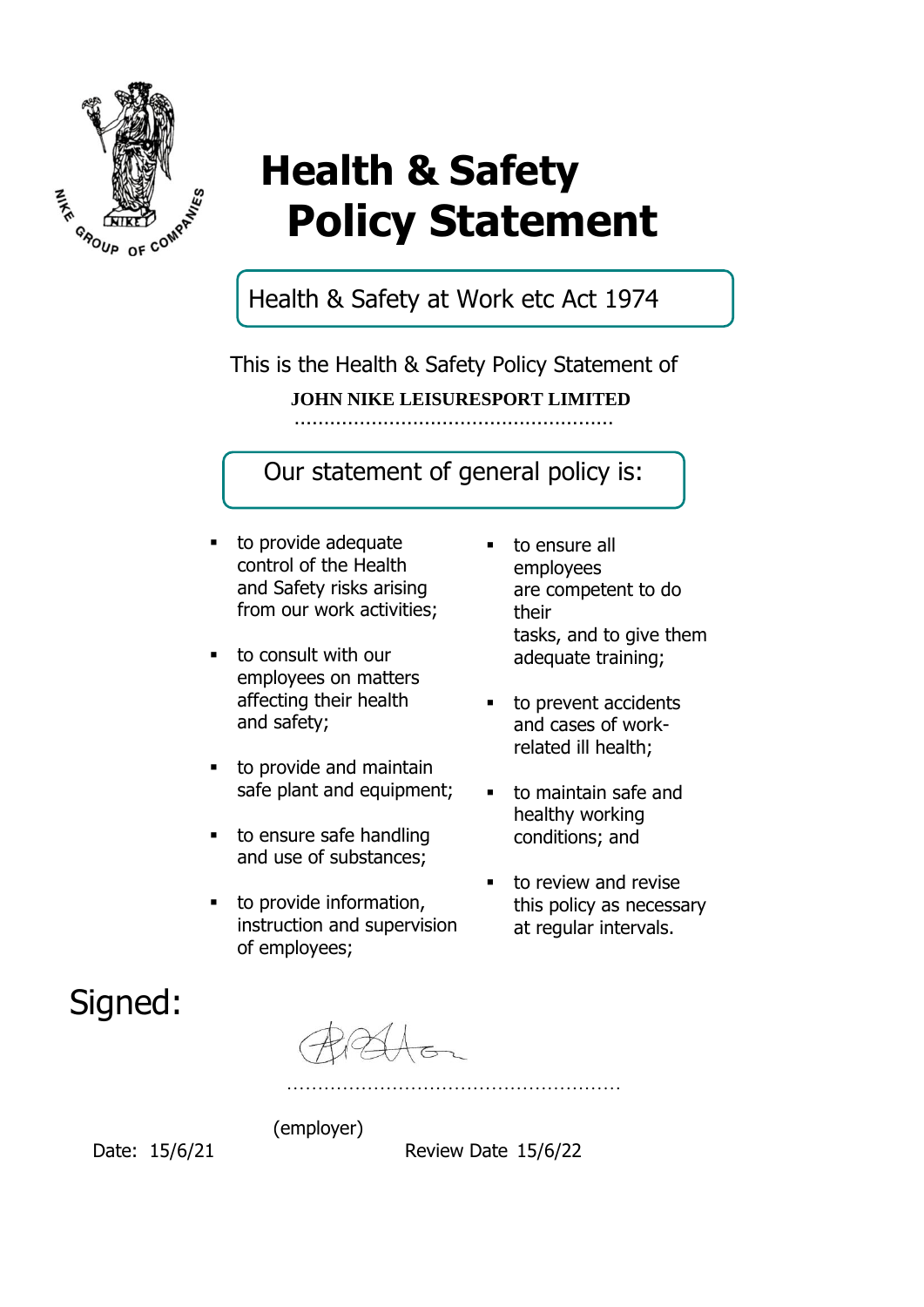# Health & Safety Policy Statement

## Health & Safety at Work etc Act 1974

This is the Health & Safety Policy Statement of

**JOHN NIKE LEISURESPORT LIMITED**

## Our statement of general policy is:

- to provide adequate control of the Health and Safety risks arising from our work activities;
- to consult with our employees on matters affecting their health and safety;
- to provide and maintain safe plant and equipment;
- to ensure safe handling and use of substances;
- to provide information, instruction and supervision of employees;
- to ensure all employees are competent to do their tasks, and to give them adequate training;
- to prevent accidents and cases of work-related ill health;
- to maintain safe and healthy working conditions; and
- to review and revise this policy as necessary at regular intervals.

Signed: ...................................................... (employer)

Date: 15/6/21

Review Date 15/6/22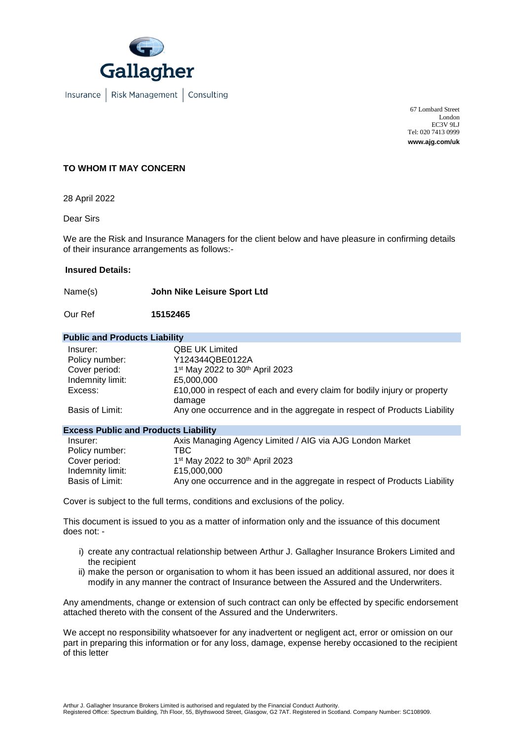Gallagher

Insurance | Risk Management | Consulting

67 Lombard Street
London
EC3V 9LJ
Tel: 020 7413 0999
**www.ajg.com/uk**

**TO WHOM IT MAY CONCERN**

28 April 2022

Dear Sirs

We are the Risk and Insurance Managers for the client below and have pleasure in confirming details of their insurance arrangements as follows:-

**Insured Details:**

| | |
|---|---|
| Name(s) | **John Nike Leisure Sport Ltd** |
| Our Ref | **15152465** |

**Public and Products Liability**

| | |
|---|---|
| Insurer: | QBE UK Limited |
| Policy number: | Y124344QBE0122A |
| Cover period: | 1st May 2022 to 30th April 2023 |
| Indemnity limit: | £5,000,000 |
| Excess: | £10,000 in respect of each and every claim for bodily injury or property damage |
| Basis of Limit: | Any one occurrence and in the aggregate in respect of Products Liability |

**Excess Public and Products Liability**

| | |
|---|---|
| Insurer: | Axis Managing Agency Limited / AIG via AJG London Market |
| Policy number: | TBC |
| Cover period: | 1st May 2022 to 30th April 2023 |
| Indemnity limit: | £15,000,000 |
| Basis of Limit: | Any one occurrence and in the aggregate in respect of Products Liability |

Cover is subject to the full terms, conditions and exclusions of the policy.

This document is issued to you as a matter of information only and the issuance of this document does not: -

i) create any contractual relationship between Arthur J. Gallagher Insurance Brokers Limited and the recipient
ii) make the person or organisation to whom it has been issued an additional assured, nor does it modify in any manner the contract of Insurance between the Assured and the Underwriters.

Any amendments, change or extension of such contract can only be effected by specific endorsement attached thereto with the consent of the Assured and the Underwriters.

We accept no responsibility whatsoever for any inadvertent or negligent act, error or omission on our part in preparing this information or for any loss, damage, expense hereby occasioned to the recipient of this letter

Arthur J. Gallagher Insurance Brokers Limited is authorised and regulated by the Financial Conduct Authority.
Registered Office: Spectrum Building, 7th Floor, 55, Blythswood Street, Glasgow, G2 7AT. Registered in Scotland. Company Number: SC108909.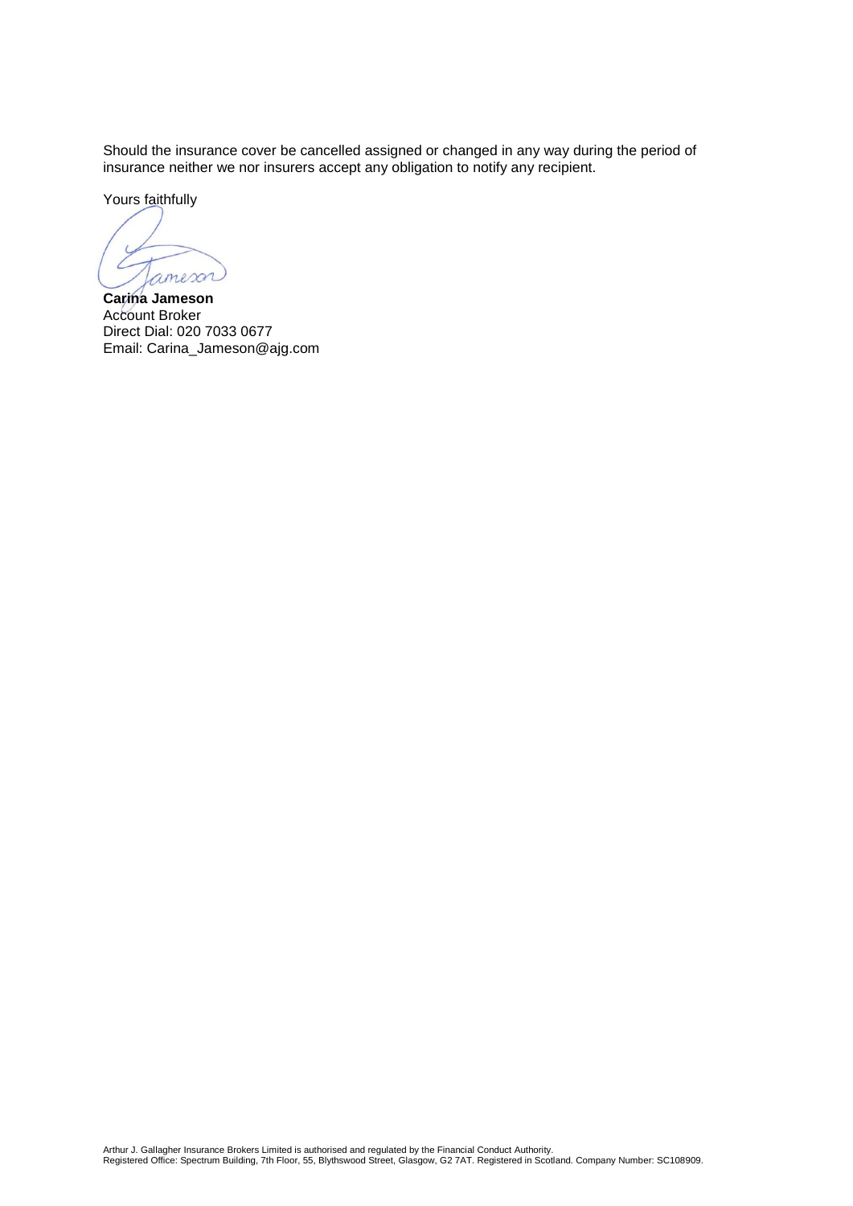Should the insurance cover be cancelled assigned or changed in any way during the period of insurance neither we nor insurers accept any obligation to notify any recipient.

Yours faithfully

**Carina Jameson**
Account Broker
Direct Dial: 020 7033 0677
Email: Carina_Jameson@ajg.com

Arthur J. Gallagher Insurance Brokers Limited is authorised and regulated by the Financial Conduct Authority.
Registered Office: Spectrum Building, 7th Floor, 55, Blythswood Street, Glasgow, G2 7AT. Registered in Scotland. Company Number: SC108909.